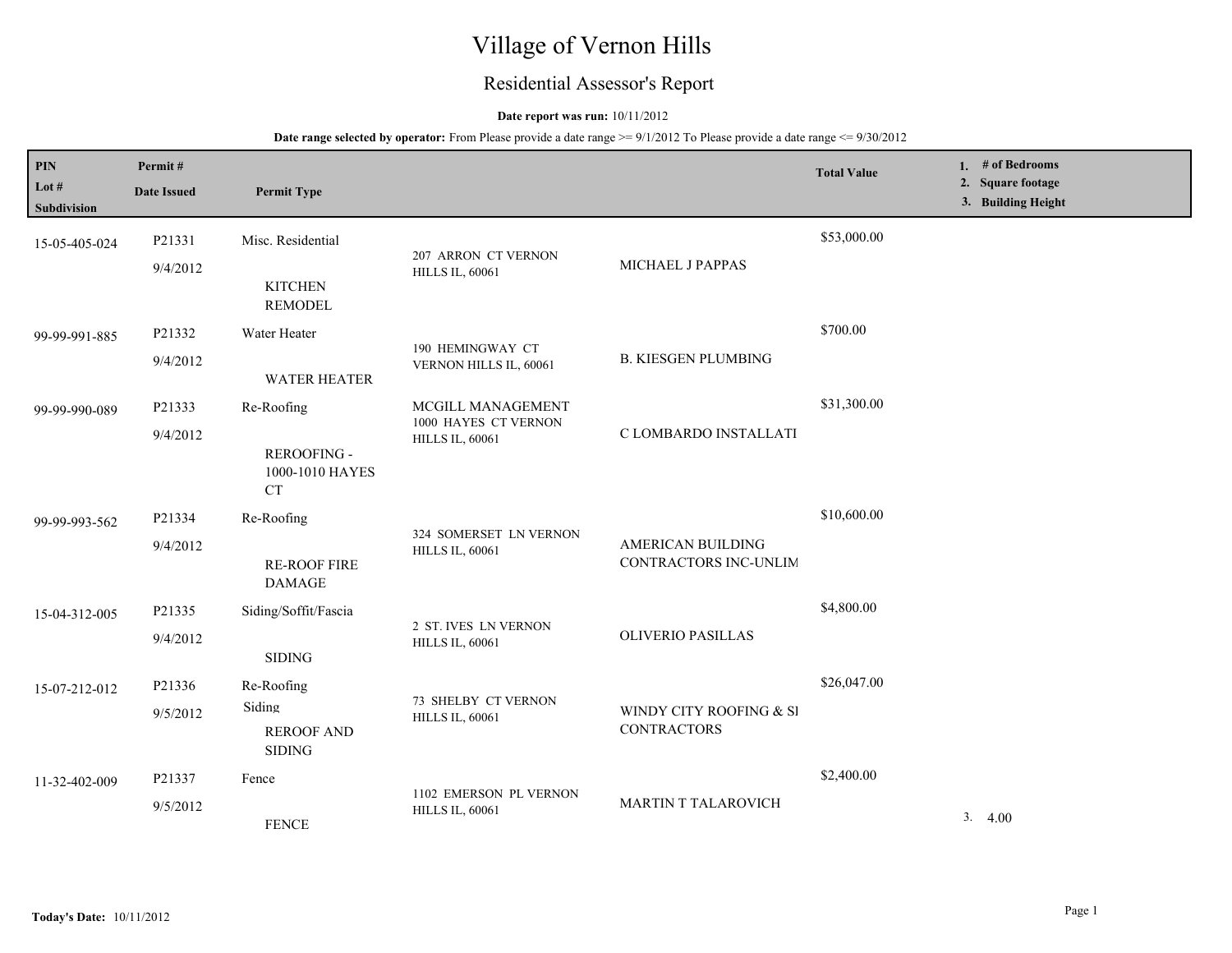# Village of Vernon Hills

## Residential Assessor's Report

**Date report was run:** 10/11/2012

**Date range selected by operator:** From Please provide a date range >= 9/1/2012 To Please provide a date range <= 9/30/2012

| PIN / Lot # / Subdivision | Permit # / Date Issued | Permit Type | | | Total Value | 1. # of Bedrooms 2. Square footage 3. Building Height |
|---|---|---|---|---|---|---|
| 15-05-405-024 | P21331 9/4/2012 | Misc. Residential KITCHEN REMODEL | 207 ARRON CT VERNON HILLS IL, 60061 | MICHAEL J PAPPAS | $53,000.00 | |
| 99-99-991-885 | P21332 9/4/2012 | Water Heater WATER HEATER | 190 HEMINGWAY CT VERNON HILLS IL, 60061 | B. KIESGEN PLUMBING | $700.00 | |
| 99-99-990-089 | P21333 9/4/2012 | Re-Roofing REROOFING - 1000-1010 HAYES CT | MCGILL MANAGEMENT 1000 HAYES CT VERNON HILLS IL, 60061 | C LOMBARDO INSTALLATI | $31,300.00 | |
| 99-99-993-562 | P21334 9/4/2012 | Re-Roofing RE-ROOF FIRE DAMAGE | 324 SOMERSET LN VERNON HILLS IL, 60061 | AMERICAN BUILDING CONTRACTORS INC-UNLIM | $10,600.00 | |
| 15-04-312-005 | P21335 9/4/2012 | Siding/Soffit/Fascia SIDING | 2 ST. IVES LN VERNON HILLS IL, 60061 | OLIVERIO PASILLAS | $4,800.00 | |
| 15-07-212-012 | P21336 9/5/2012 | Re-Roofing Siding REROOF AND SIDING | 73 SHELBY CT VERNON HILLS IL, 60061 | WINDY CITY ROOFING & SI CONTRACTORS | $26,047.00 | |
| 11-32-402-009 | P21337 9/5/2012 | Fence FENCE | 1102 EMERSON PL VERNON HILLS IL, 60061 | MARTIN T TALAROVICH | $2,400.00 | 3. 4.00 |

**Today's Date:** 10/11/2012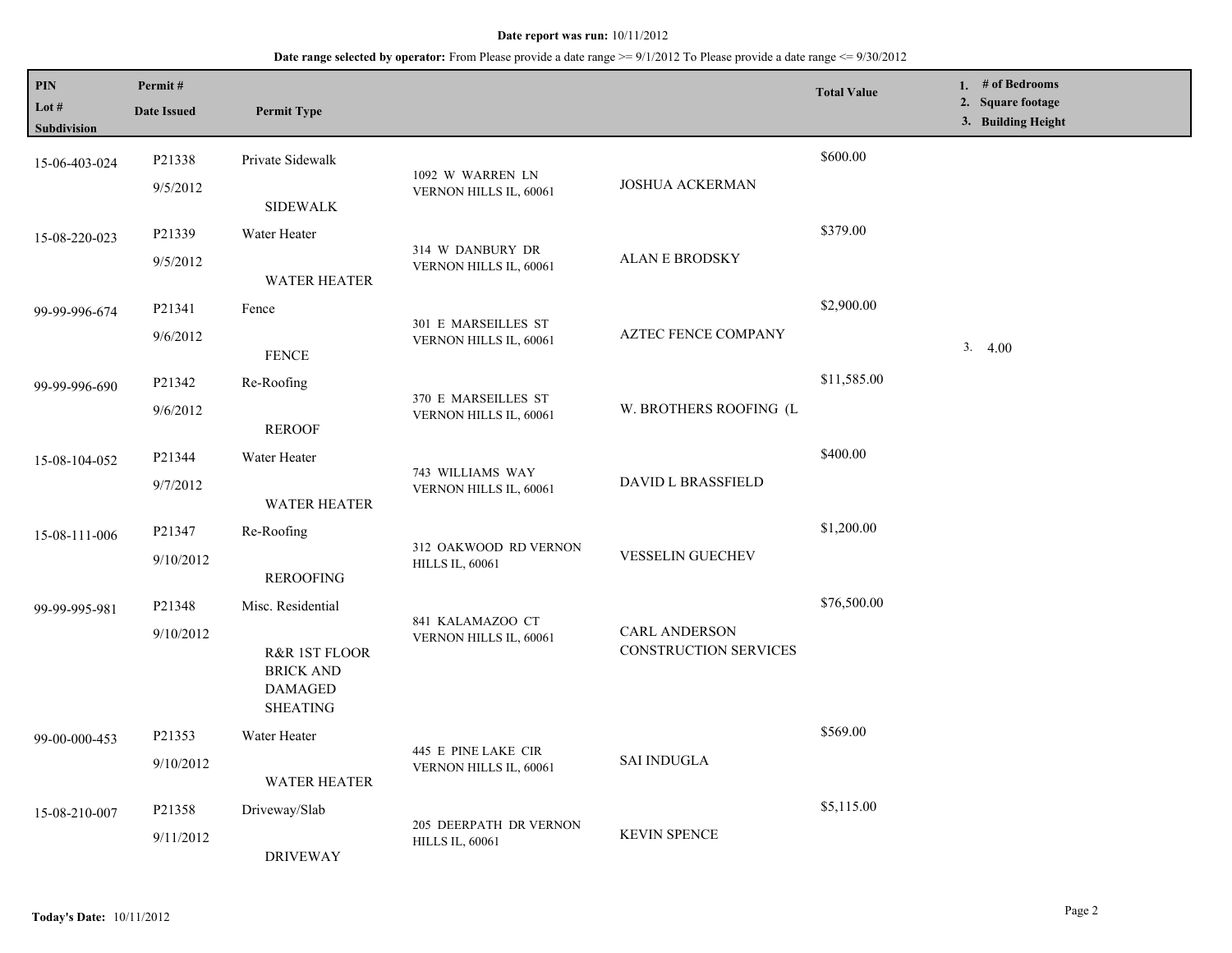**Date report was run:** 10/11/2012

**Date range selected by operator:** From Please provide a date range >= 9/1/2012 To Please provide a date range <= 9/30/2012

| PIN<br>Lot #<br>Subdivision | Permit #<br>Date Issued | Permit Type | | | Total Value | 1. # of Bedrooms<br>2. Square footage<br>3. Building Height |
|---|---|---|---|---|---|---|
| 15-06-403-024 | P21338<br>9/5/2012 | Private Sidewalk<br>SIDEWALK | 1092 W WARREN LN VERNON HILLS IL, 60061 | JOSHUA ACKERMAN | $600.00 | |
| 15-08-220-023 | P21339<br>9/5/2012 | Water Heater<br>WATER HEATER | 314 W DANBURY DR VERNON HILLS IL, 60061 | ALAN E BRODSKY | $379.00 | |
| 99-99-996-674 | P21341<br>9/6/2012 | Fence<br>FENCE | 301 E MARSEILLES ST VERNON HILLS IL, 60061 | AZTEC FENCE COMPANY | $2,900.00 | 3. 4.00 |
| 99-99-996-690 | P21342<br>9/6/2012 | Re-Roofing<br>REROOF | 370 E MARSEILLES ST VERNON HILLS IL, 60061 | W. BROTHERS ROOFING (L | $11,585.00 | |
| 15-08-104-052 | P21344<br>9/7/2012 | Water Heater<br>WATER HEATER | 743 WILLIAMS WAY VERNON HILLS IL, 60061 | DAVID L BRASSFIELD | $400.00 | |
| 15-08-111-006 | P21347<br>9/10/2012 | Re-Roofing<br>REROOFING | 312 OAKWOOD RD VERNON HILLS IL, 60061 | VESSELIN GUECHEV | $1,200.00 | |
| 99-99-995-981 | P21348<br>9/10/2012 | Misc. Residential<br>R&R 1ST FLOOR BRICK AND DAMAGED SHEATING | 841 KALAMAZOO CT VERNON HILLS IL, 60061 | CARL ANDERSON CONSTRUCTION SERVICES | $76,500.00 | |
| 99-00-000-453 | P21353<br>9/10/2012 | Water Heater<br>WATER HEATER | 445 E PINE LAKE CIR VERNON HILLS IL, 60061 | SAI INDUGLA | $569.00 | |
| 15-08-210-007 | P21358<br>9/11/2012 | Driveway/Slab<br>DRIVEWAY | 205 DEERPATH DR VERNON HILLS IL, 60061 | KEVIN SPENCE | $5,115.00 | |

**Today's Date:** 10/11/2012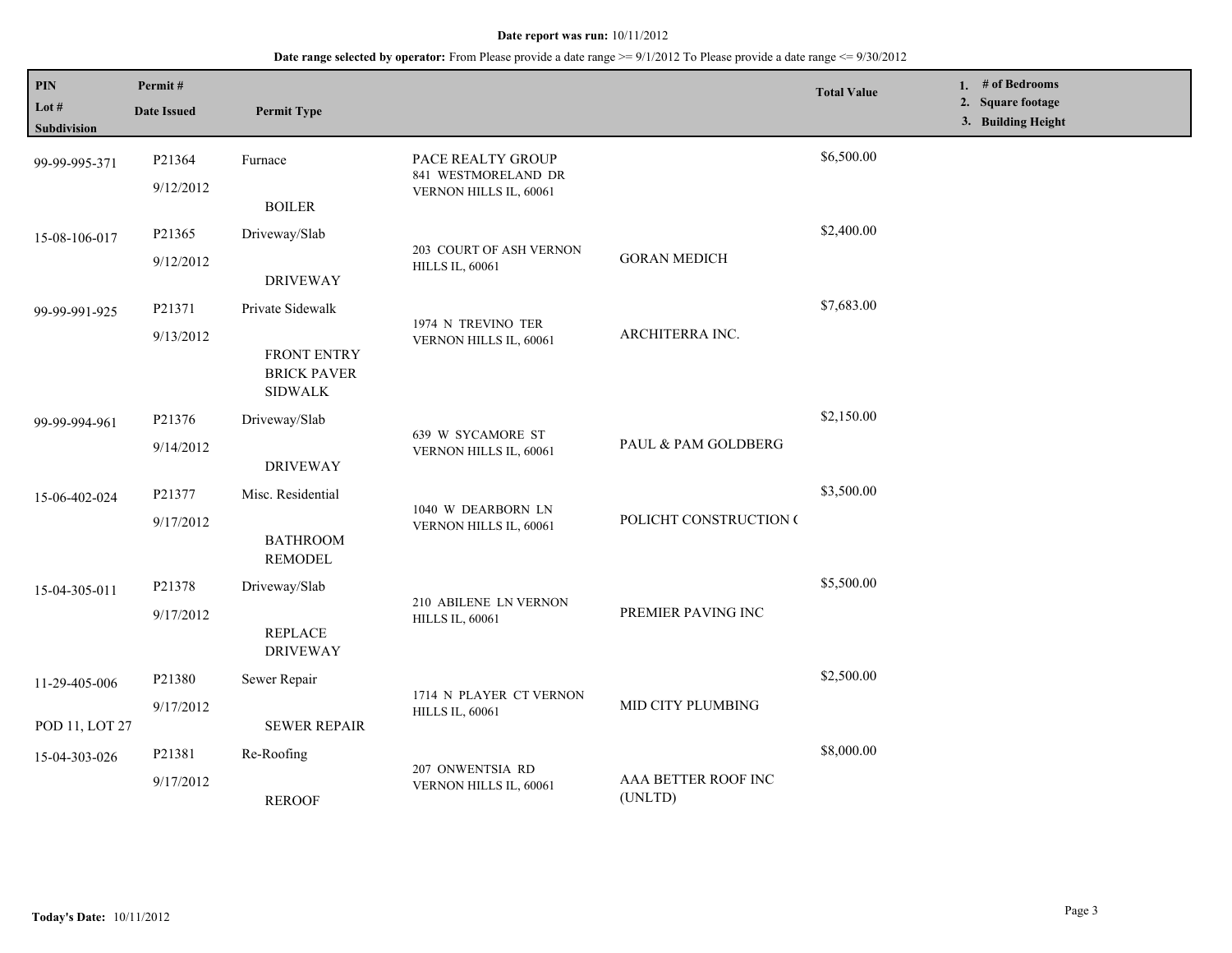**Date report was run:** 10/11/2012

**Date range selected by operator:** From Please provide a date range >= 9/1/2012 To Please provide a date range <= 9/30/2012

| PIN / Lot # / Subdivision | Permit # / Date Issued | Permit Type | | | Total Value | 1. # of Bedrooms 2. Square footage 3. Building Height |
|---|---|---|---|---|---|---|
| 99-99-995-371 | P21364 9/12/2012 | Furnace BOILER | PACE REALTY GROUP 841 WESTMORELAND DR VERNON HILLS IL, 60061 | | $6,500.00 | |
| 15-08-106-017 | P21365 9/12/2012 | Driveway/Slab DRIVEWAY | 203 COURT OF ASH VERNON HILLS IL, 60061 | GORAN MEDICH | $2,400.00 | |
| 99-99-991-925 | P21371 9/13/2012 | Private Sidewalk FRONT ENTRY BRICK PAVER SIDWALK | 1974 N TREVINO TER VERNON HILLS IL, 60061 | ARCHITERRA INC. | $7,683.00 | |
| 99-99-994-961 | P21376 9/14/2012 | Driveway/Slab DRIVEWAY | 639 W SYCAMORE ST VERNON HILLS IL, 60061 | PAUL & PAM GOLDBERG | $2,150.00 | |
| 15-06-402-024 | P21377 9/17/2012 | Misc. Residential BATHROOM REMODEL | 1040 W DEARBORN LN VERNON HILLS IL, 60061 | POLICHT CONSTRUCTION ( | $3,500.00 | |
| 15-04-305-011 | P21378 9/17/2012 | Driveway/Slab REPLACE DRIVEWAY | 210 ABILENE LN VERNON HILLS IL, 60061 | PREMIER PAVING INC | $5,500.00 | |
| 11-29-405-006 POD 11, LOT 27 | P21380 9/17/2012 | Sewer Repair SEWER REPAIR | 1714 N PLAYER CT VERNON HILLS IL, 60061 | MID CITY PLUMBING | $2,500.00 | |
| 15-04-303-026 | P21381 9/17/2012 | Re-Roofing REROOF | 207 ONWENTSIA RD VERNON HILLS IL, 60061 | AAA BETTER ROOF INC (UNLTD) | $8,000.00 | |

**Today's Date:** 10/11/2012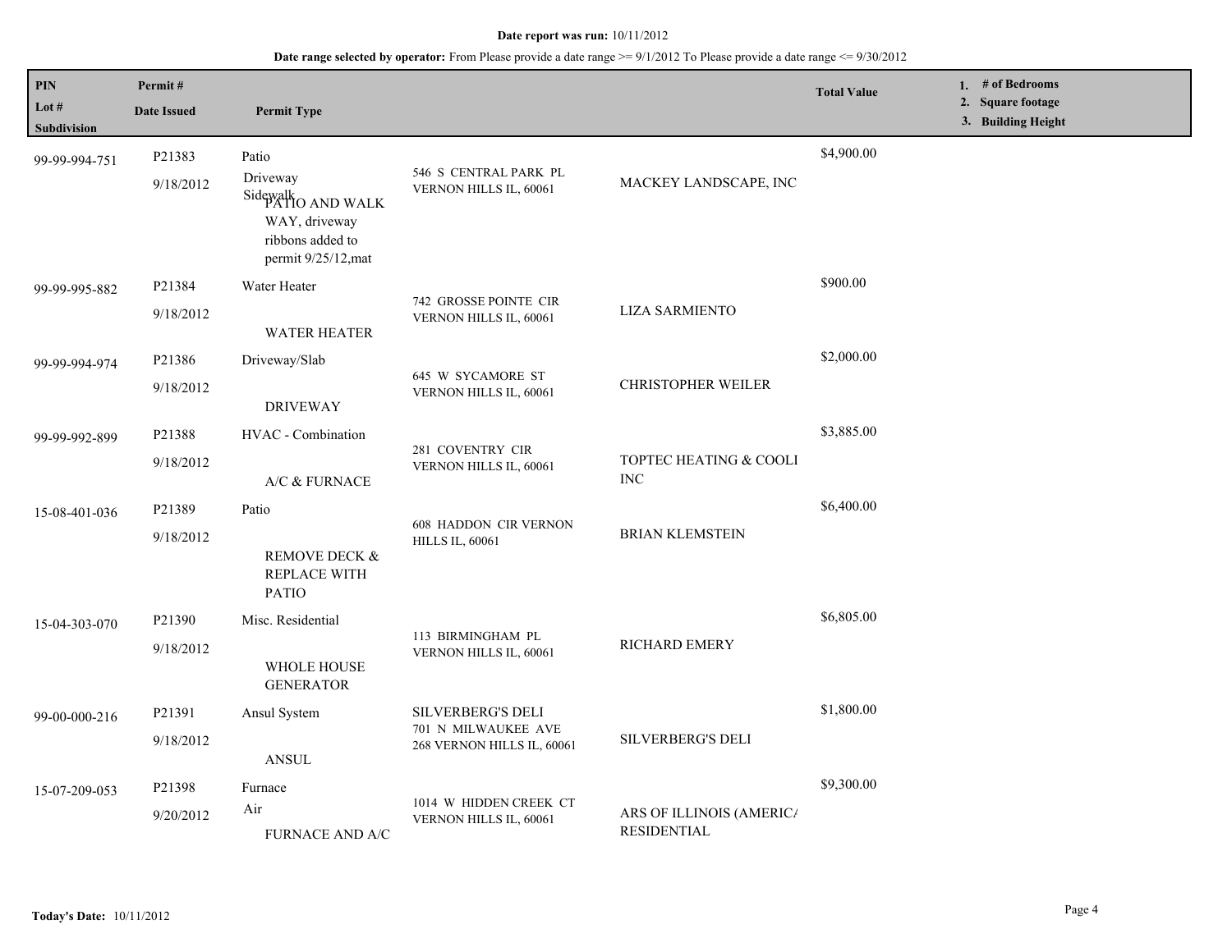**Date report was run:** 10/11/2012

**Date range selected by operator:** From Please provide a date range >= 9/1/2012 To Please provide a date range <= 9/30/2012

| PIN<br>Lot #<br>Subdivision | Permit #<br>Date Issued | Permit Type | | | Total Value | 1. # of Bedrooms<br>2. Square footage<br>3. Building Height |
|---|---|---|---|---|---|---|
| 99-99-994-751 | P21383<br>9/18/2012 | Patio<br>Driveway<br>Sidewalk<br>PATIO AND WALK WAY, driveway ribbons added to permit 9/25/12,mat | 546 S CENTRAL PARK PL<br>VERNON HILLS IL, 60061 | MACKEY LANDSCAPE, INC | $4,900.00 | |
| 99-99-995-882 | P21384<br>9/18/2012 | Water Heater<br>WATER HEATER | 742 GROSSE POINTE CIR<br>VERNON HILLS IL, 60061 | LIZA SARMIENTO | $900.00 | |
| 99-99-994-974 | P21386<br>9/18/2012 | Driveway/Slab<br>DRIVEWAY | 645 W SYCAMORE ST<br>VERNON HILLS IL, 60061 | CHRISTOPHER WEILER | $2,000.00 | |
| 99-99-992-899 | P21388<br>9/18/2012 | HVAC - Combination<br>A/C & FURNACE | 281 COVENTRY CIR<br>VERNON HILLS IL, 60061 | TOPTEC HEATING & COOLI INC | $3,885.00 | |
| 15-08-401-036 | P21389<br>9/18/2012 | Patio<br>REMOVE DECK & REPLACE WITH PATIO | 608 HADDON CIR VERNON HILLS IL, 60061 | BRIAN KLEMSTEIN | $6,400.00 | |
| 15-04-303-070 | P21390<br>9/18/2012 | Misc. Residential<br>WHOLE HOUSE GENERATOR | 113 BIRMINGHAM PL<br>VERNON HILLS IL, 60061 | RICHARD EMERY | $6,805.00 | |
| 99-00-000-216 | P21391<br>9/18/2012 | Ansul System<br>ANSUL | SILVERBERG'S DELI<br>701 N MILWAUKEE AVE<br>268 VERNON HILLS IL, 60061 | SILVERBERG'S DELI | $1,800.00 | |
| 15-07-209-053 | P21398<br>9/20/2012 | Furnace<br>Air<br>FURNACE AND A/C | 1014 W HIDDEN CREEK CT<br>VERNON HILLS IL, 60061 | ARS OF ILLINOIS (AMERICA RESIDENTIAL | $9,300.00 | |

**Today's Date:** 10/11/2012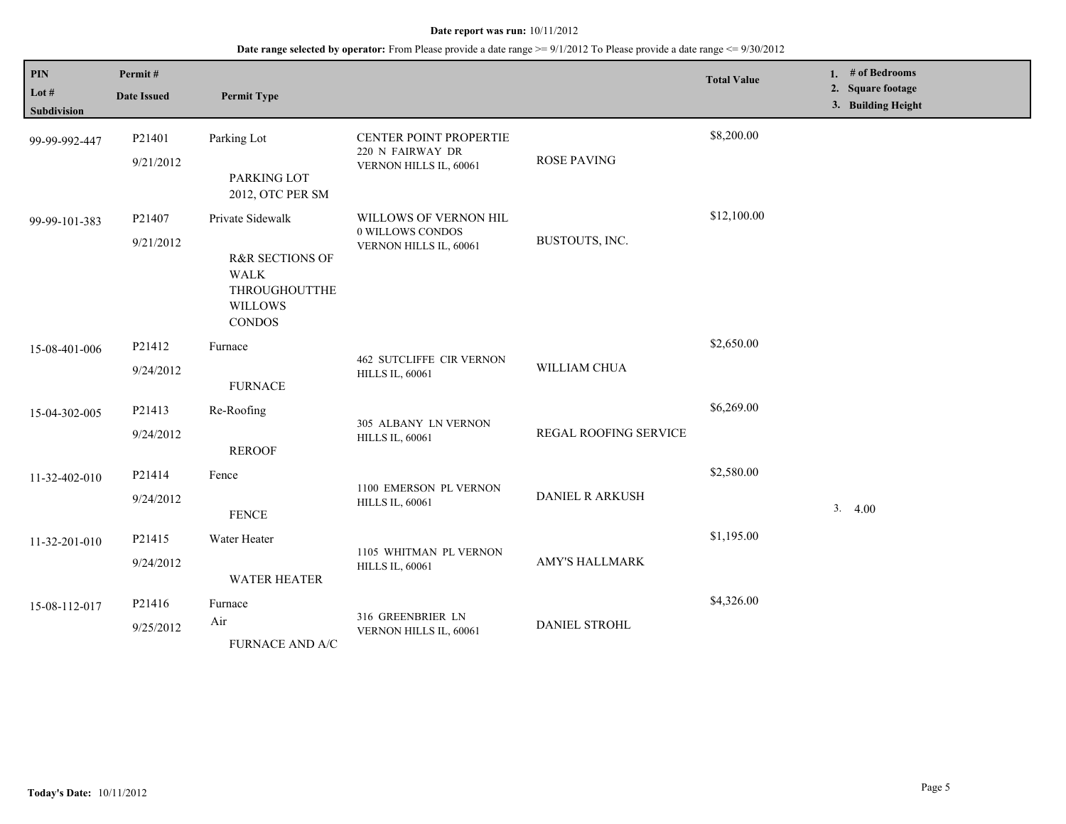**Date report was run:** 10/11/2012

**Date range selected by operator:** From Please provide a date range >= 9/1/2012 To Please provide a date range <= 9/30/2012

| PIN / Lot # / Subdivision | Permit # / Date Issued | Permit Type | | | Total Value | 1. # of Bedrooms 2. Square footage 3. Building Height |
|---|---|---|---|---|---|---|
| 99-99-992-447 | P21401 9/21/2012 | Parking Lot PARKING LOT 2012, OTC PER SM | CENTER POINT PROPERTIE 220 N FAIRWAY DR VERNON HILLS IL, 60061 | ROSE PAVING | $8,200.00 | |
| 99-99-101-383 | P21407 9/21/2012 | Private Sidewalk R&R SECTIONS OF WALK THROUGHOUTTHE WILLOWS CONDOS | WILLOWS OF VERNON HIL 0 WILLOWS CONDOS VERNON HILLS IL, 60061 | BUSTOUTS, INC. | $12,100.00 | |
| 15-08-401-006 | P21412 9/24/2012 | Furnace FURNACE | 462 SUTCLIFFE CIR VERNON HILLS IL, 60061 | WILLIAM CHUA | $2,650.00 | |
| 15-04-302-005 | P21413 9/24/2012 | Re-Roofing REROOF | 305 ALBANY LN VERNON HILLS IL, 60061 | REGAL ROOFING SERVICE | $6,269.00 | |
| 11-32-402-010 | P21414 9/24/2012 | Fence FENCE | 1100 EMERSON PL VERNON HILLS IL, 60061 | DANIEL R ARKUSH | $2,580.00 | 3. 4.00 |
| 11-32-201-010 | P21415 9/24/2012 | Water Heater WATER HEATER | 1105 WHITMAN PL VERNON HILLS IL, 60061 | AMY'S HALLMARK | $1,195.00 | |
| 15-08-112-017 | P21416 9/25/2012 | Furnace Air FURNACE AND A/C | 316 GREENBRIER LN VERNON HILLS IL, 60061 | DANIEL STROHL | $4,326.00 | |

**Today's Date:** 10/11/2012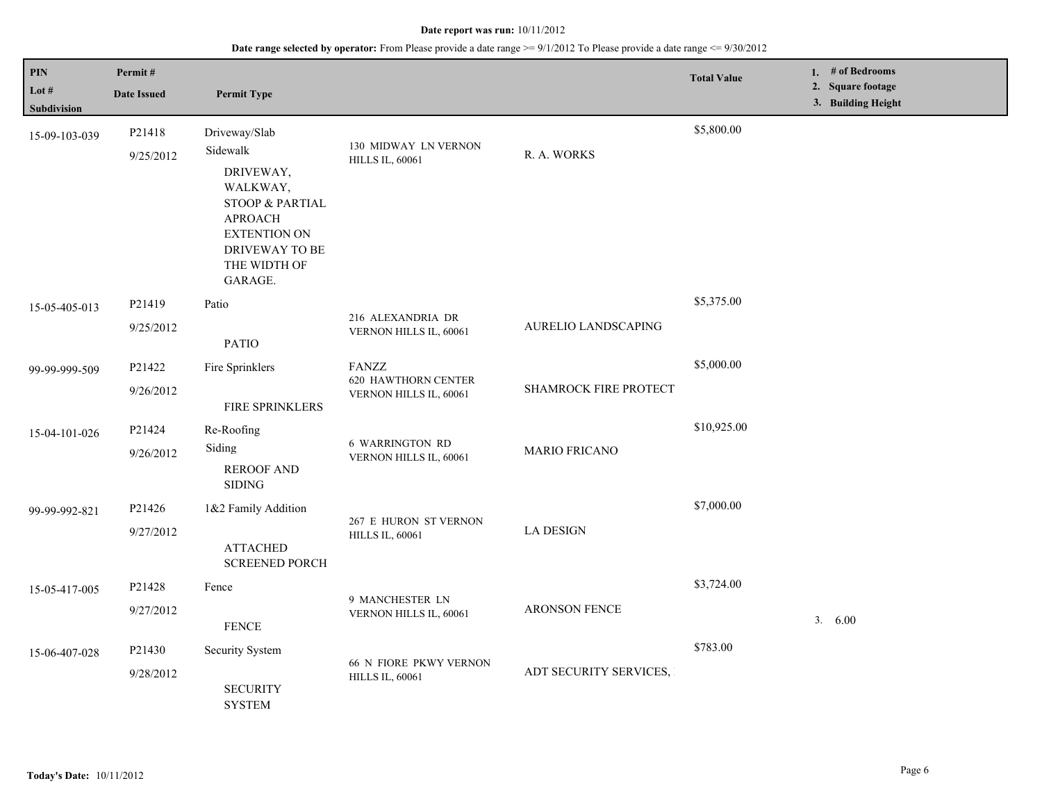**Date report was run:** 10/11/2012

**Date range selected by operator:** From Please provide a date range >= 9/1/2012 To Please provide a date range <= 9/30/2012

| PIN / Lot # / Subdivision | Permit # / Date Issued | Permit Type | | | Total Value | 1. # of Bedrooms 2. Square footage 3. Building Height |
|---|---|---|---|---|---|---|
| 15-09-103-039 | P21418 9/25/2012 | Driveway/Slab Sidewalk DRIVEWAY, WALKWAY, STOOP & PARTIAL APROACH EXTENTION ON DRIVEWAY TO BE THE WIDTH OF GARAGE. | 130 MIDWAY LN VERNON HILLS IL, 60061 | R. A. WORKS | $5,800.00 | |
| 15-05-405-013 | P21419 9/25/2012 | Patio PATIO | 216 ALEXANDRIA DR VERNON HILLS IL, 60061 | AURELIO LANDSCAPING | $5,375.00 | |
| 99-99-999-509 | P21422 9/26/2012 | Fire Sprinklers FIRE SPRINKLERS | FANZZ 620 HAWTHORN CENTER VERNON HILLS IL, 60061 | SHAMROCK FIRE PROTECT | $5,000.00 | |
| 15-04-101-026 | P21424 9/26/2012 | Re-Roofing Siding REROOF AND SIDING | 6 WARRINGTON RD VERNON HILLS IL, 60061 | MARIO FRICANO | $10,925.00 | |
| 99-99-992-821 | P21426 9/27/2012 | 1&2 Family Addition ATTACHED SCREENED PORCH | 267 E HURON ST VERNON HILLS IL, 60061 | LA DESIGN | $7,000.00 | |
| 15-05-417-005 | P21428 9/27/2012 | Fence FENCE | 9 MANCHESTER LN VERNON HILLS IL, 60061 | ARONSON FENCE | $3,724.00 | 3. 6.00 |
| 15-06-407-028 | P21430 9/28/2012 | Security System SECURITY SYSTEM | 66 N FIORE PKWY VERNON HILLS IL, 60061 | ADT SECURITY SERVICES, | $783.00 | |

**Today's Date:** 10/11/2012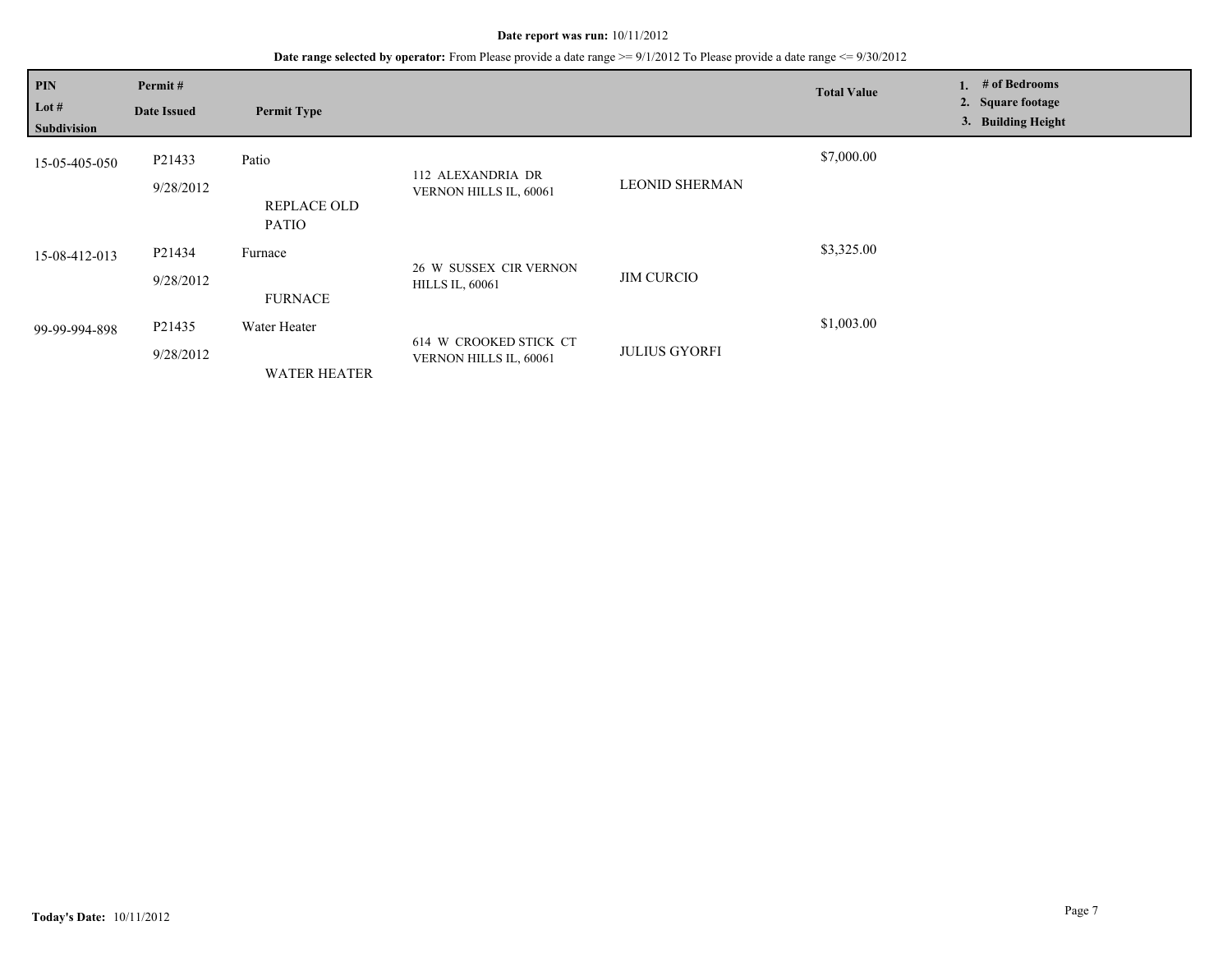**Date report was run:** 10/11/2012

**Date range selected by operator:** From Please provide a date range >= 9/1/2012 To Please provide a date range <= 9/30/2012

| PIN<br>Lot #<br>Subdivision | Permit #<br>Date Issued | Permit Type | | | Total Value | 1. # of Bedrooms<br>2. Square footage<br>3. Building Height |
|---|---|---|---|---|---|---|
| 15-05-405-050 | P21433<br>9/28/2012 | Patio<br>REPLACE OLD PATIO | 112 ALEXANDRIA DR VERNON HILLS IL, 60061 | LEONID SHERMAN | $7,000.00 | |
| 15-08-412-013 | P21434<br>9/28/2012 | Furnace<br>FURNACE | 26 W SUSSEX CIR VERNON HILLS IL, 60061 | JIM CURCIO | $3,325.00 | |
| 99-99-994-898 | P21435<br>9/28/2012 | Water Heater<br>WATER HEATER | 614 W CROOKED STICK CT VERNON HILLS IL, 60061 | JULIUS GYORFI | $1,003.00 | |

**Today's Date:** 10/11/2012